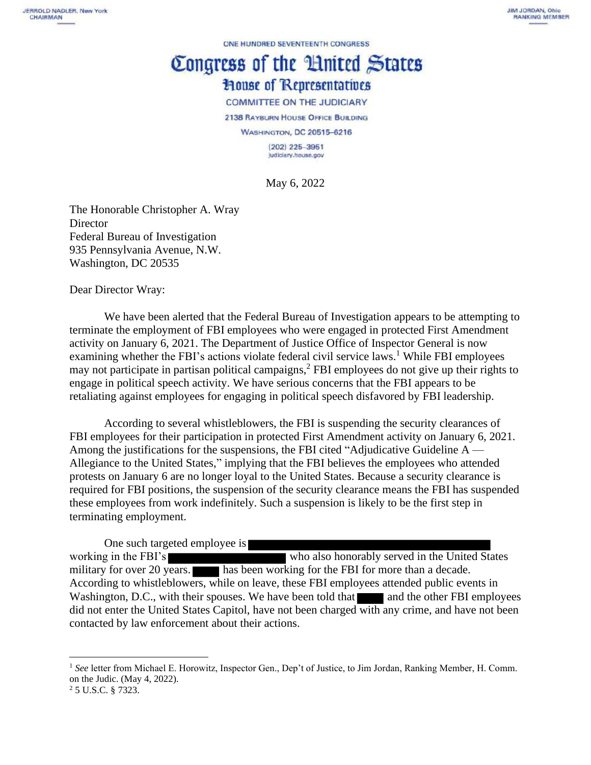JERROLD NADLER, New York
CHAIRMAN

JIM JORDAN, Ohio
RANKING MEMBER

ONE HUNDRED SEVENTEENTH CONGRESS

# Congress of the United States
## House of Representatives

COMMITTEE ON THE JUDICIARY

2138 RAYBURN HOUSE OFFICE BUILDING

WASHINGTON, DC 20515–6216

(202) 225–3951
judiciary.house.gov

May 6, 2022

The Honorable Christopher A. Wray
Director
Federal Bureau of Investigation
935 Pennsylvania Avenue, N.W.
Washington, DC 20535

Dear Director Wray:

We have been alerted that the Federal Bureau of Investigation appears to be attempting to terminate the employment of FBI employees who were engaged in protected First Amendment activity on January 6, 2021. The Department of Justice Office of Inspector General is now examining whether the FBI's actions violate federal civil service laws.[1] While FBI employees may not participate in partisan political campaigns,[2] FBI employees do not give up their rights to engage in political speech activity. We have serious concerns that the FBI appears to be retaliating against employees for engaging in political speech disfavored by FBI leadership.

According to several whistleblowers, the FBI is suspending the security clearances of FBI employees for their participation in protected First Amendment activity on January 6, 2021. Among the justifications for the suspensions, the FBI cited "Adjudicative Guideline A — Allegiance to the United States," implying that the FBI believes the employees who attended protests on January 6 are no longer loyal to the United States. Because a security clearance is required for FBI positions, the suspension of the security clearance means the FBI has suspended these employees from work indefinitely. Such a suspension is likely to be the first step in terminating employment.

One such targeted employee is [REDACTED] working in the FBI's [REDACTED] who also honorably served in the United States military for over 20 years. [REDACTED] has been working for the FBI for more than a decade. According to whistleblowers, while on leave, these FBI employees attended public events in Washington, D.C., with their spouses. We have been told that [REDACTED] and the other FBI employees did not enter the United States Capitol, have not been charged with any crime, and have not been contacted by law enforcement about their actions.

---

[1] *See* letter from Michael E. Horowitz, Inspector Gen., Dep't of Justice, to Jim Jordan, Ranking Member, H. Comm. on the Judic. (May 4, 2022).

[2] 5 U.S.C. § 7323.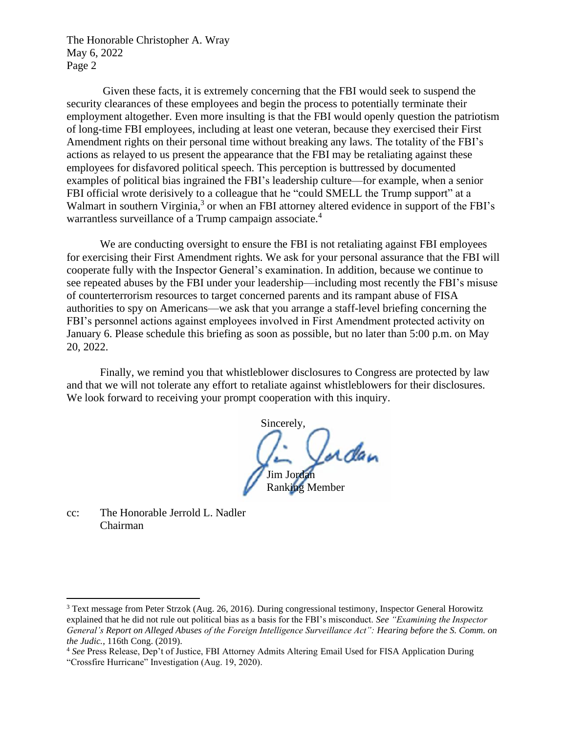Given these facts, it is extremely concerning that the FBI would seek to suspend the security clearances of these employees and begin the process to potentially terminate their employment altogether. Even more insulting is that the FBI would openly question the patriotism of long-time FBI employees, including at least one veteran, because they exercised their First Amendment rights on their personal time without breaking any laws. The totality of the FBI's actions as relayed to us present the appearance that the FBI may be retaliating against these employees for disfavored political speech. This perception is buttressed by documented examples of political bias ingrained the FBI's leadership culture—for example, when a senior FBI official wrote derisively to a colleague that he "could SMELL the Trump support" at a Walmart in southern Virginia,[3] or when an FBI attorney altered evidence in support of the FBI's warrantless surveillance of a Trump campaign associate.[4]

We are conducting oversight to ensure the FBI is not retaliating against FBI employees for exercising their First Amendment rights. We ask for your personal assurance that the FBI will cooperate fully with the Inspector General's examination. In addition, because we continue to see repeated abuses by the FBI under your leadership—including most recently the FBI's misuse of counterterrorism resources to target concerned parents and its rampant abuse of FISA authorities to spy on Americans—we ask that you arrange a staff-level briefing concerning the FBI's personnel actions against employees involved in First Amendment protected activity on January 6. Please schedule this briefing as soon as possible, but no later than 5:00 p.m. on May 20, 2022.

Finally, we remind you that whistleblower disclosures to Congress are protected by law and that we will not tolerate any effort to retaliate against whistleblowers for their disclosures. We look forward to receiving your prompt cooperation with this inquiry.

Sincerely,

Jim Jordan
Ranking Member

cc: The Honorable Jerrold L. Nadler
Chairman

---

[3] Text message from Peter Strzok (Aug. 26, 2016). During congressional testimony, Inspector General Horowitz explained that he did not rule out political bias as a basis for the FBI's misconduct. *See "Examining the Inspector General's Report on Alleged Abuses of the Foreign Intelligence Surveillance Act": Hearing before the S. Comm. on the Judic.*, 116th Cong. (2019).

[4] *See* Press Release, Dep't of Justice, FBI Attorney Admits Altering Email Used for FISA Application During "Crossfire Hurricane" Investigation (Aug. 19, 2020).